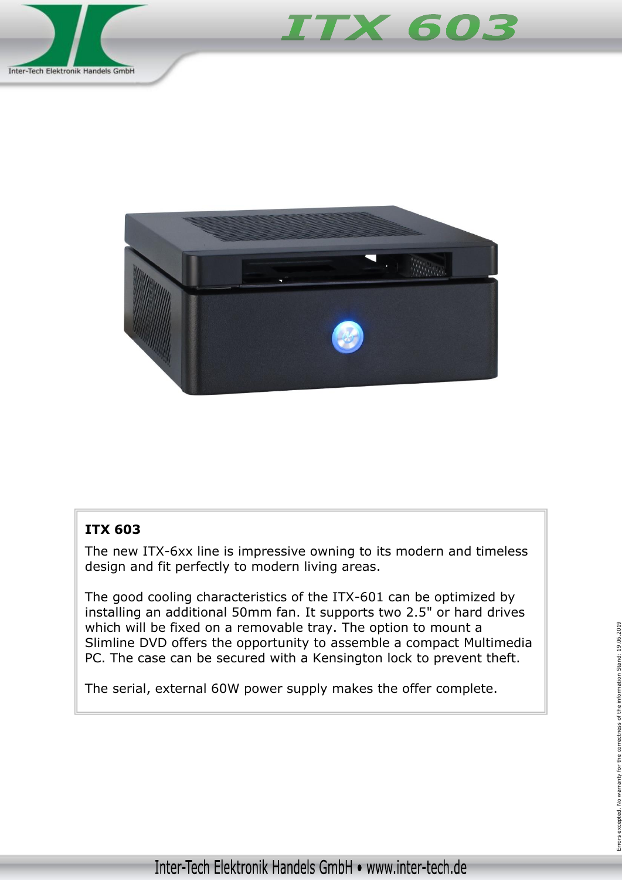# ITX 603

## ITX 603

The new ITX-6xx line is impressive owning to its modern and timeless design and fit perfectly to modern living areas.

The good cooling characteristics of the ITX-601 can be optimized by installing an additional 50mm fan. It supports two 2.5" or hard drives which will be fixed on a removable tray. The option to mount a Slimline DVD offers the opportunity to assemble a compact Multimedia PC. The case can be secured with a Kensington lock to prevent theft.

The serial, external 60W power supply makes the offer complete.

Errors excepted. No warranty for the correctness of the information Stand: 19.06.2019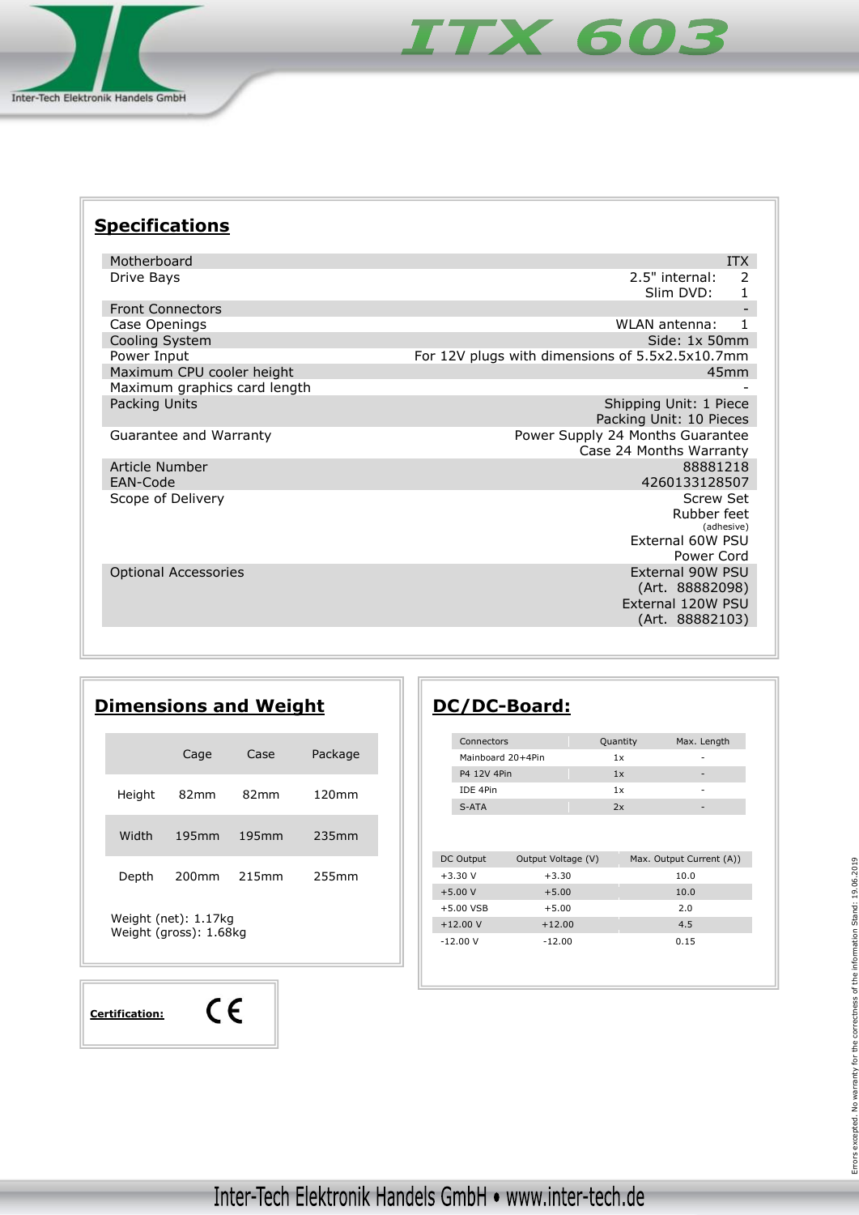# ITX 603

## Specifications

| | |
|---|---|
| Motherboard | ITX |
| Drive Bays | 2.5" internal: 2<br>Slim DVD: 1 |
| Front Connectors | - |
| Case Openings | WLAN antenna: 1 |
| Cooling System | Side: 1x 50mm |
| Power Input | For 12V plugs with dimensions of 5.5x2.5x10.7mm |
| Maximum CPU cooler height | 45mm |
| Maximum graphics card length | - |
| Packing Units | Shipping Unit: 1 Piece<br>Packing Unit: 10 Pieces |
| Guarantee and Warranty | Power Supply 24 Months Guarantee<br>Case 24 Months Warranty |
| Article Number | 88881218 |
| EAN-Code | 4260133128507 |
| Scope of Delivery | Screw Set<br>Rubber feet (adhesive)<br>External 60W PSU<br>Power Cord |
| Optional Accessories | External 90W PSU (Art. 88882098)<br>External 120W PSU (Art. 88882103) |

## Dimensions and Weight

| | Cage | Case | Package |
|---|---|---|---|
| Height | 82mm | 82mm | 120mm |
| Width | 195mm | 195mm | 235mm |
| Depth | 200mm | 215mm | 255mm |

Weight (net): 1.17kg
Weight (gross): 1.68kg

## DC/DC-Board:

| Connectors | Quantity | Max. Length |
|---|---|---|
| Mainboard 20+4Pin | 1x | - |
| P4 12V 4Pin | 1x | - |
| IDE 4Pin | 1x | - |
| S-ATA | 2x | - |

| DC Output | Output Voltage (V) | Max. Output Current (A)) |
|---|---|---|
| +3.30 V | +3.30 | 10.0 |
| +5.00 V | +5.00 | 10.0 |
| +5.00 VSB | +5.00 | 2.0 |
| +12.00 V | +12.00 | 4.5 |
| -12.00 V | -12.00 | 0.15 |

**Certification:** CE

Errors excepted. No warranty for the correctness of the information Stand: 19.06.2019

Inter-Tech Elektronik Handels GmbH • www.inter-tech.de